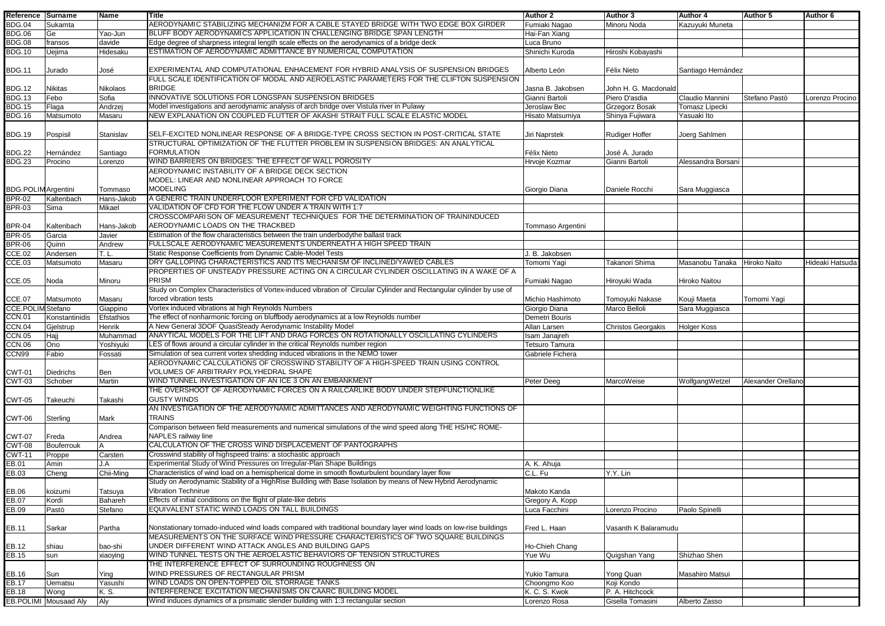| Reference | Surname | Name | Title | Author 2 | Author 3 | Author 4 | Author 5 | Author 6 |
| --- | --- | --- | --- | --- | --- | --- | --- | --- |
| BDG.04 | Sukamta | | AERODYNAMIC STABILIZING MECHANIZM FOR A CABLE STAYED BRIDGE WITH TWO EDGE BOX GIRDER | Fumiaki Nagao | Minoru Noda | Kazuyuki Muneta | | |
| BDG.06 | Ge | Yao-Jun | BLUFF BODY AERODYNAMICS APPLICATION IN CHALLENGING BRIDGE SPAN LENGTH | Hai-Fan Xiang | | | | |
| BDG.08 | fransos | davide | Edge degree of sharpness integral length scale effects on the aerodynamics of a bridge deck | Luca Bruno | | | | |
| BDG.10 | Uejima | Hidesaku | ESTIMATION OF AERODYNAMIC ADMITTANCE BY NUMERICAL COMPUTATION | Shinichi Kuroda | Hiroshi Kobayashi | | | |
| BDG.11 | Jurado | José | EXPERIMENTAL AND COMPUTATIONAL ENHACEMENT FOR HYBRID ANALYSIS OF SUSPENSION BRIDGES | Alberto León | Félix Nieto | Santiago Hernández | | |
| BDG.12 | Nikitas | Nikolaos | FULL SCALE IDENTIFICATION OF MODAL AND AEROELASTIC PARAMETERS FOR THE CLIFTON SUSPENSION BRIDGE | Jasna B. Jakobsen | John H. G. Macdonald | | | |
| BDG.13 | Febo | Sofia | INNOVATIVE SOLUTIONS FOR LONGSPAN SUSPENSION BRIDGES | Gianni Bartoli | Piero D'asdia | Claudio Mannini | Stefano Pastò | Lorenzo Procino |
| BDG.15 | Flaga | Andrzej | Model investigations and aerodynamic analysis of arch bridge over Vistula river in Pulawy | Jeroslaw Bec | Grzegorz Bosak | Tomasz Lipecki | | |
| BDG.16 | Matsumoto | Masaru | NEW EXPLANATION ON COUPLED FLUTTER OF AKASHI STRAIT FULL SCALE ELASTIC MODEL | Hisato Matsumiya | Shinya Fujiwara | Yasuaki Ito | | |
| BDG.19 | Pospisil | Stanislav | SELF-EXCITED NONLINEAR RESPONSE OF A BRIDGE-TYPE CROSS SECTION IN POST-CRITICAL STATE | Jiri Naprstek | Rudiger Hoffer | Joerg Sahlmen | | |
| BDG.22 | Hernández | Santiago | STRUCTURAL OPTIMIZATION OF THE FLUTTER PROBLEM IN SUSPENSION BRIDGES: AN ANALYTICAL FORMULATION | Félix Nieto | José Á. Jurado | | | |
| BDG.23 | Procino | Lorenzo | WIND BARRIERS ON BRIDGES: THE EFFECT OF WALL POROSITY | Hrvoje Kozmar | Gianni Bartoli | Alessandra Borsani | | |
| BDG.POLIMI | Argentini | Tommaso | AERODYNAMIC INSTABILITY OF A BRIDGE DECK SECTION MODEL: LINEAR AND NONLINEAR APPROACH TO FORCE MODELING | Giorgio Diana | Daniele Rocchi | Sara Muggiasca | | |
| BPR-02 | Kaltenbach | Hans-Jakob | A GENERIC TRAIN UNDERFLOOR EXPERIMENT FOR CFD VALIDATION | | | | | |
| BPR-03 | Sima | Mikael | VALIDATION OF CFD FOR THE FLOW UNDER A TRAIN WITH 1:7 | | | | | |
| BPR-04 | Kaltenbach | Hans-Jakob | CROSSCOMPARISON OF MEASUREMENT TECHNIQUES FOR THE DETERMINATION OF TRAININDUCED AERODYNAMIC LOADS ON THE TRACKBED | Tommaso Argentini | | | | |
| BPR-05 | Garcia | Javier | Estimation of the flow characteristics between the train underbodythe ballast track | | | | | |
| BPR-06 | Quinn | Andrew | FULLSCALE AERODYNAMIC MEASUREMENTS UNDERNEATH A HIGH SPEED TRAIN | | | | | |
| CCE.02 | Andersen | T. L. | Static Response Coefficients from Dynamic Cable-Model Tests | J. B. Jakobsen | | | | |
| CCE.03 | Matsumoto | Masaru | DRY GALLOPING CHARACTERISTICS AND ITS MECHANISM OF INCLINED/YAWED CABLES | Tomomi Yagi | Takanori Shima | Masanobu Tanaka | Hiroko Naito | Hideaki Hatsuda |
| CCE.05 | Noda | Minoru | PROPERTIES OF UNSTEADY PRESSURE ACTING ON A CIRCULAR CYLINDER OSCILLATING IN A WAKE OF A PRISM | Fumiaki Nagao | Hiroyuki Wada | Hiroko Naitou | | |
| CCE.07 | Matsumoto | Masaru | Study on Complex Characteristics of Vortex-induced vibration of Circular Cylinder and Rectangular cylinder by use of forced vibration tests | Michio Hashimoto | Tomoyuki Nakase | Kouji Maeta | Tomomi Yagi | |
| CCE.POLIMI | Stefano | Giappino | Vortex induced vibrations at high Reynolds Numbers | Giorgio Diana | Marco Belloli | Sara Muggiasca | | |
| CCN.01 | Konstantinidis | Efstathios | The effect of nonharmonic forcing on bluffbody aerodynamics at a low Reynolds number | Demetri Bouris | | | | |
| CCN.04 | Gjelstrup | Henrik | A New General 3DOF QuasiSteady Aerodynamic Instability Model | Allan Larsen | Christos Georgakis | Holger Koss | | |
| CCN.05 | Hajj | Muhammad | ANAYTICAL MODELS FOR THE LIFT AND DRAG FORCES ON ROTATIONALLY OSCILLATING CYLINDERS | Isam Janajreh | | | | |
| CCN.06 | Ono | Yoshiyuki | LES of flows around a circular cylinder in the critical Reynolds number region | Tetsuro Tamura | | | | |
| CCN99 | Fabio | Fossati | Simulation of sea current vortex shedding induced vibrations in the NEMO tower | Gabriele Fichera | | | | |
| CWT-01 | Diedrichs | Ben | AERODYNAMIC CALCULATIONS OF CROSSWIND STABILITY OF A HIGH-SPEED TRAIN USING CONTROL VOLUMES OF ARBITRARY POLYHEDRAL SHAPE | | | | | |
| CWT-03 | Schober | Martin | WIND TUNNEL INVESTIGATION OF AN ICE 3 ON AN EMBANKMENT | Peter Deeg | MarcoWeise | WolfgangWetzel | Alexander Orellano | |
| CWT-05 | Takeuchi | Takashi | THE OVERSHOOT OF AERODYNAMIC FORCES ON A RAILCARLIKE BODY UNDER STEPFUNCTIONLIKE GUSTY WINDS | | | | | |
| CWT-06 | Sterling | Mark | AN INVESTIGATION OF THE AERODYNAMIC ADMITTANCES AND AERODYNAMIC WEIGHTING FUNCTIONS OF TRAINS | | | | | |
| CWT-07 | Freda | Andrea | Comparison between field measurements and numerical simulations of the wind speed along THE HS/HC ROME-NAPLES railway line | | | | | |
| CWT-08 | Bouferrouk | A | CALCULATION OF THE CROSS WIND DISPLACEMENT OF PANTOGRAPHS | | | | | |
| CWT-11 | Proppe | Carsten | Crosswind stability of highspeed trains: a stochastic approach | | | | | |
| EB.01 | Amin | J.A | Experimental Study of Wind Pressures on Irregular-Plan Shape Buildings | A. K. Ahuja | | | | |
| EB.03 | Cheng | Chii-Ming | Characteristics of wind load on a hemispherical dome in smooth flowturbulent boundary layer flow | C.L. Fu | Y.Y. Lin | | | |
| EB.06 | koizumi | Tatsuya | Study on Aerodynamic Stability of a HighRise Building with Base Isolation by means of New Hybrid Aerodynamic Vibration Technirue | Makoto Kanda | | | | |
| EB.07 | Kordi | Bahareh | Effects of initial conditions on the flight of plate-like debris | Gregory A. Kopp | | | | |
| EB.09 | Pastò | Stefano | EQUIVALENT STATIC WIND LOADS ON TALL BUILDINGS | Luca Facchini | Lorenzo Procino | Paolo Spinelli | | |
| EB.11 | Sarkar | Partha | Nonstationary tornado-induced wind loads compared with traditional boundary layer wind loads on low-rise buildings | Fred L. Haan | Vasanth K Balaramudu | | | |
| EB.12 | shiau | bao-shi | MEASUREMENTS ON THE SURFACE WIND PRESSURE CHARACTERISTICS OF TWO SQUARE BUILDINGS UNDER DIFFERENT WIND ATTACK ANGLES AND BUILDING GAPS | Ho-Chieh Chang | | | | |
| EB.15 | sun | xiaoying | WIND TUNNEL TESTS ON THE AEROELASTIC BEHAVIORS OF TENSION STRUCTURES | Yue Wu | Quigshan Yang | Shizhao Shen | | |
| EB.16 | Sun | Ying | THE INTERFERENCE EFFECT OF SURROUNDING ROUGHNESS ON WIND PRESSURES OF RECTANGULAR PRISM | Yukio Tamura | Yong Quan | Masahiro Matsui | | |
| EB.17 | Uematsu | Yasushi | WIND LOADS ON OPEN-TOPPED OIL STORRAGE TANKS | Choongmo Koo | Koji Kondo | | | |
| EB.18 | Wong | K. S. | INTERFERENCE EXCITATION MECHANISMS ON CAARC BUILDING MODEL | K. C. S. Kwok | P. A. Hitchcock | | | |
| EB.POLIMI | Mousaad Aly | Aly | Wind induces dynamics of a prismatic slender building with 1:3 rectangular section | Lorenzo Rosa | Gisella Tomasini | Alberto Zasso | | |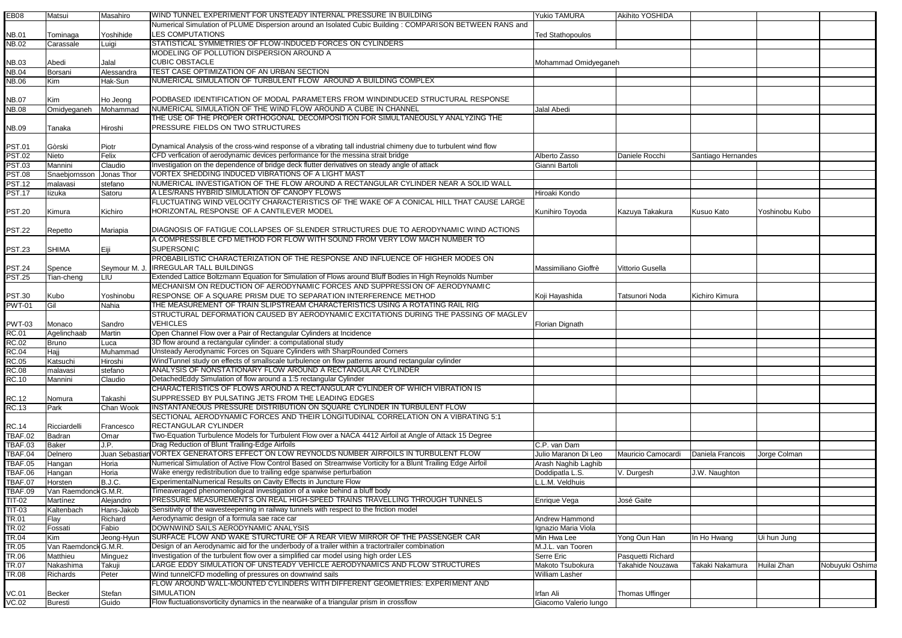| | | | | | | | | |
|---|---|---|---|---|---|---|---|---|
| EB08 | Matsui | Masahiro | WIND TUNNEL EXPERIMENT FOR UNSTEADY INTERNAL PRESSURE IN BUILDING | Yukio TAMURA | Akihito YOSHIDA | | | |
| NB.01 | Tominaga | Yoshihide | Numerical Simulation of PLUME Dispersion around an Isolated Cubic Building : COMPARISON BETWEEN RANS and LES COMPUTATIONS | Ted Stathopoulos | | | | |
| NB.02 | Carassale | Luigi | STATISTICAL SYMMETRIES OF FLOW-INDUCED FORCES ON CYLINDERS | | | | | |
| NB.03 | Abedi | Jalal | MODELING OF POLLUTION DISPERSION AROUND A CUBIC OBSTACLE | Mohammad Omidyeganeh | | | | |
| NB.04 | Borsani | Alessandra | TEST CASE OPTIMIZATION OF AN URBAN SECTION | | | | | |
| NB.06 | Kim | Hak-Sun | NUMERICAL SIMULATION OF TURBULENT FLOW AROUND A BUILDING COMPLEX | | | | | |
| NB.07 | Kim | Ho Jeong | PODBASED IDENTIFICATION OF MODAL PARAMETERS FROM WINDINDUCED STRUCTURAL RESPONSE | | | | | |
| NB.08 | Omidyeganeh | Mohammad | NUMERICAL SIMULATION OF THE WIND FLOW AROUND A CUBE IN CHANNEL | Jalal Abedi | | | | |
| NB.09 | Tanaka | Hiroshi | THE USE OF THE PROPER ORTHOGONAL DECOMPOSITION FOR SIMULTANEOUSLY ANALYZING THE PRESSURE FIELDS ON TWO STRUCTURES | | | | | |
| PST.01 | Gòrski | Piotr | Dynamical Analysis of the cross-wind response of a vibrating tall industrial chimeny due to turbulent wind flow | | | | | |
| PST.02 | Nieto | Felix | CFD verfication of aerodynamic devices performance for the messina strait bridge | Alberto Zasso | Daniele Rocchi | Santiago Hernandes | | |
| PST.03 | Mannini | Claudio | Investigation on the dependence of bridge deck flutter derivatives on steady angle of attack | Gianni Bartoli | | | | |
| PST.08 | Snaebjornsson | Jonas Thor | VORTEX SHEDDING INDUCED VIBRATIONS OF A LIGHT MAST | | | | | |
| PST.12 | malavasi | stefano | NUMERICAL INVESTIGATION OF THE FLOW AROUND A RECTANGULAR CYLINDER NEAR A SOLID WALL | | | | | |
| PST.17 | Iizuka | Satoru | A LES/RANS HYBRID SIMULATION OF CANOPY FLOWS | Hiroaki Kondo | | | | |
| PST.20 | Kimura | Kichiro | FLUCTUATING WIND VELOCITY CHARACTERISTICS OF THE WAKE OF A CONICAL HILL THAT CAUSE LARGE HORIZONTAL RESPONSE OF A CANTILEVER MODEL | Kunihiro Toyoda | Kazuya Takakura | Kusuo Kato | Yoshinobu Kubo | |
| PST.22 | Repetto | Mariapia | DIAGNOSIS OF FATIGUE COLLAPSES OF SLENDER STRUCTURES DUE TO AERODYNAMIC WIND ACTIONS | | | | | |
| PST.23 | SHIMA | Eiji | A COMPRESSIBLE CFD METHOD FOR FLOW WITH SOUND FROM VERY LOW MACH NUMBER TO SUPERSONIC | | | | | |
| PST.24 | Spence | Seymour M. J. | PROBABILISTIC CHARACTERIZATION OF THE RESPONSE AND INFLUENCE OF HIGHER MODES ON IRREGULAR TALL BUILDINGS | Massimiliano Gioffrè | Vittorio Gusella | | | |
| PST.25 | Tian-cheng | LIU | Extended Lattice Boltzmann Equation for Simulation of Flows around Bluff Bodies in High Reynolds Number | | | | | |
| PST.30 | Kubo | Yoshinobu | MECHANISM ON REDUCTION OF AERODYNAMIC FORCES AND SUPPRESSION OF AERODYNAMIC RESPONSE OF A SQUARE PRISM DUE TO SEPARATION INTERFERENCE METHOD | Koji Hayashida | Tatsunori Noda | Kichiro Kimura | | |
| PWT-01 | Gil | Nahia | THE MEASUREMENT OF TRAIN SLIPSTREAM CHARACTERISTICS USING A ROTATING RAIL RIG | | | | | |
| PWT-03 | Monaco | Sandro | STRUCTURAL DEFORMATION CAUSED BY AERODYNAMIC EXCITATIONS DURING THE PASSING OF MAGLEV VEHICLES | Florian Dignath | | | | |
| RC.01 | Agelinchaab | Martin | Open Channel Flow over a Pair of Rectangular Cylinders at Incidence | | | | | |
| RC.02 | Bruno | Luca | 3D flow around a rectangular cylinder: a computational study | | | | | |
| RC.04 | Hajj | Muhammad | Unsteady Aerodynamic Forces on Square Cylinders with SharpRounded Corners | | | | | |
| RC.05 | Katsuchi | Hiroshi | WindTunnel study on effects of smallscale turbulence on flow patterns around rectangular cylinder | | | | | |
| RC.08 | malavasi | stefano | ANALYSIS OF NONSTATIONARY FLOW AROUND A RECTANGULAR CYLINDER | | | | | |
| RC.10 | Mannini | Claudio | DetachedEddy Simulation of flow around a 1:5 rectangular Cylinder | | | | | |
| RC.12 | Nomura | Takashi | CHARACTERISTICS OF FLOWS AROUND A RECTANGULAR CYLINDER OF WHICH VIBRATION IS SUPPRESSED BY PULSATING JETS FROM THE LEADING EDGES | | | | | |
| RC.13 | Park | Chan Wook | INSTANTANEOUS PRESSURE DISTRIBUTION ON SQUARE CYLINDER IN TURBULENT FLOW | | | | | |
| RC.14 | Ricciardelli | Francesco | SECTIONAL AERODYNAMIC FORCES AND THEIR LONGITUDINAL CORRELATION ON A VIBRATING 5:1 RECTANGULAR CYLINDER | | | | | |
| TBAF.02 | Badran | Omar | Two-Equation Turbulence Models for Turbulent Flow over a NACA 4412 Airfoil at Angle of Attack 15 Degree | | | | | |
| TBAF.03 | Baker | J.P. | Drag Reduction of Blunt Trailing-Edge Airfoils | C.P. van Dam | | | | |
| TBAF.04 | Delnero | Juan Sebastian | VORTEX GENERATORS EFFECT ON LOW REYNOLDS NUMBER AIRFOILS IN TURBULENT FLOW | Julio Maranon Di Leo | Mauricio Camocardi | Daniela Francois | Jorge Colman | |
| TBAF.05 | Hangan | Horia | Numerical Simulation of Active Flow Control Based on Streamwise Vorticity for a Blunt Trailing Edge Airfoil | Arash Naghib Laghib | | | | |
| TBAF.06 | Hangan | Horia | Wake energy redistribution due to trailing edge spanwise perturbation | Doddipatla L.S. | V. Durgesh | J.W. Naughton | | |
| TBAF.07 | Horsten | B.J.C. | ExperimentalNumerical Results on Cavity Effects in Juncture Flow | L.L.M. Veldhuis | | | | |
| TBAF.09 | Van Raemdonck | G.M.R. | Timeaveraged phenomenoligical investigation of a wake behind a bluff body | | | | | |
| TIT-02 | Martínez | Alejandro | PRESSURE MEASUREMENTS ON REAL HIGH-SPEED TRAINS TRAVELLING THROUGH TUNNELS | Enrique Vega | José Gaite | | | |
| TIT-03 | Kaltenbach | Hans-Jakob | Sensitivity of the wavesteepening in railway tunnels with respect to the friction model | | | | | |
| TR.01 | Flay | Richard | Aerodynamic design of a formula sae race car | Andrew Hammond | | | | |
| TR.02 | Fossati | Fabio | DOWNWIND SAILS AERODYNAMIC ANALYSIS | Ignazio Maria Viola | | | | |
| TR.04 | Kim | Jeong-Hyun | SURFACE FLOW AND WAKE STURCTURE OF A REAR VIEW MIRROR OF THE PASSENGER CAR | Min Hwa Lee | Yong Oun Han | In Ho Hwang | Ui hun Jung | |
| TR.05 | Van Raemdonck | G.M.R. | Design of an Aerodynamic aid for the underbody of a trailer within a tractortrailer combination | M.J.L. van Tooren | | | | |
| TR.06 | Matthieu | Minguez | Investigation of the turbulent flow over a simplified car model using high order LES | Serre Eric | Pasquetti Richard | | | |
| TR.07 | Nakashima | Takuji | LARGE EDDY SIMULATION OF UNSTEADY VEHICLE AERODYNAMICS AND FLOW STRUCTURES | Makoto Tsubokura | Takahide Nouzawa | Takaki Nakamura | Huilai Zhan | Nobuyuki Oshima |
| TR.08 | Richards | Peter | Wind tunnelCFD modelling of pressures on downwind sails | William Lasher | | | | |
| VC.01 | Becker | Stefan | FLOW AROUND WALL-MOUNTED CYLINDERS WITH DIFFERENT GEOMETRIES: EXPERIMENT AND SIMULATION | Irfan Ali | Thomas Uffinger | | | |
| VC.02 | Buresti | Guido | Flow fluctuationsvorticity dynamics in the nearwake of a triangular prism in crossflow | Giacomo Valerio Iungo | | | | |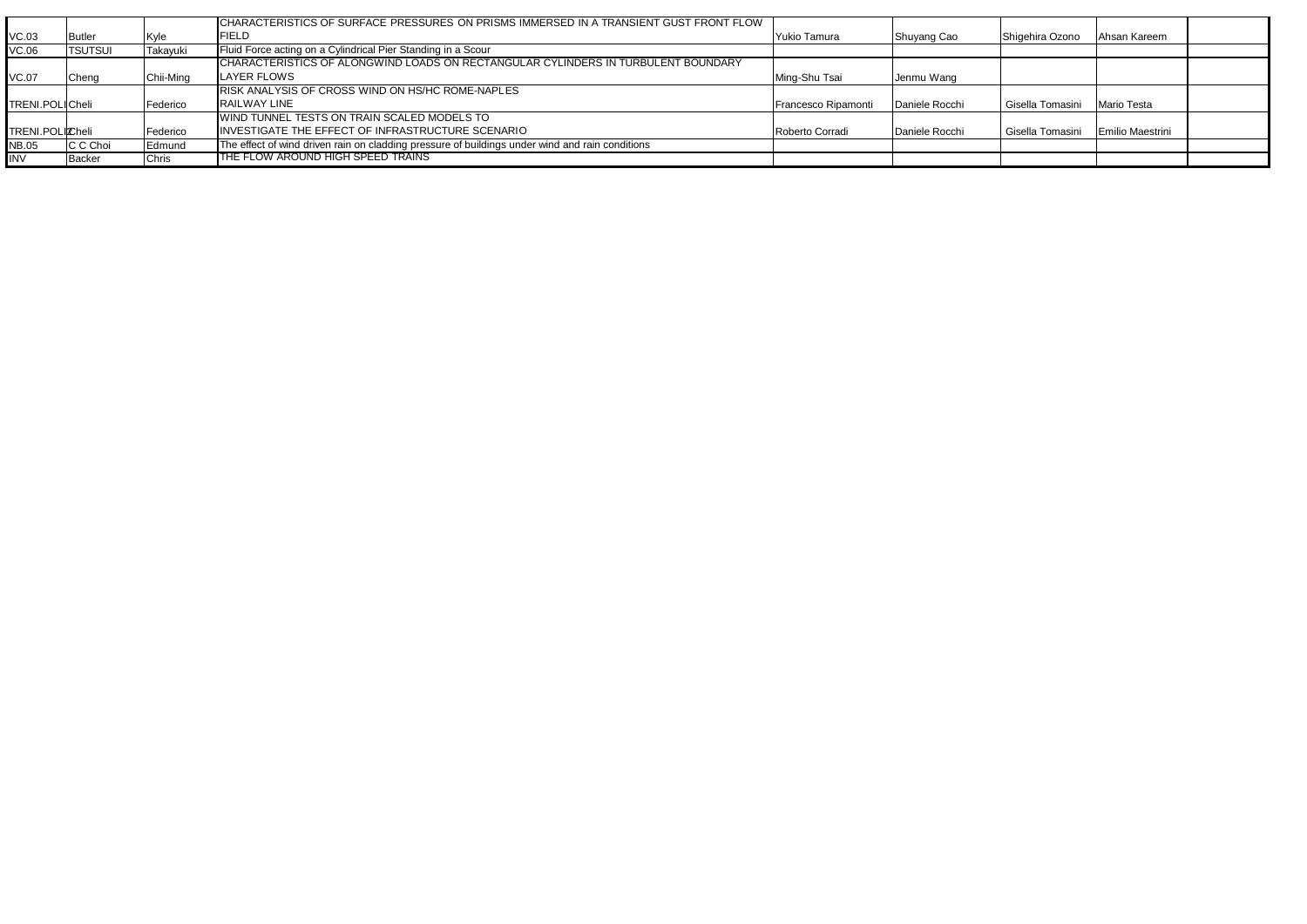| | | | | | | | | |
|---|---|---|---|---|---|---|---|---|
| VC.03 | Butler | Kyle | CHARACTERISTICS OF SURFACE PRESSURES ON PRISMS IMMERSED IN A TRANSIENT GUST FRONT FLOW FIELD | Yukio Tamura | Shuyang Cao | Shigehira Ozono | Ahsan Kareem | |
| VC.06 | TSUTSUI | Takayuki | Fluid Force acting on a Cylindrical Pier Standing in a Scour | | | | | |
| VC.07 | Cheng | Chii-Ming | CHARACTERISTICS OF ALONGWIND LOADS ON RECTANGULAR CYLINDERS IN TURBULENT BOUNDARY LAYER FLOWS | Ming-Shu Tsai | Jenmu Wang | | | |
| TRENI.POLI | Cheli | Federico | RISK ANALYSIS OF CROSS WIND ON HS/HC ROME-NAPLES RAILWAY LINE | Francesco Ripamonti | Daniele Rocchi | Gisella Tomasini | Mario Testa | |
| TRENI.POLI2 | Cheli | Federico | WIND TUNNEL TESTS ON TRAIN SCALED MODELS TO INVESTIGATE THE EFFECT OF INFRASTRUCTURE SCENARIO | Roberto Corradi | Daniele Rocchi | Gisella Tomasini | Emilio Maestrini | |
| NB.05 | C C Choi | Edmund | The effect of wind driven rain on cladding pressure of buildings under wind and rain conditions | | | | | |
| INV | Backer | Chris | THE FLOW AROUND HIGH SPEED TRAINS | | | | | |